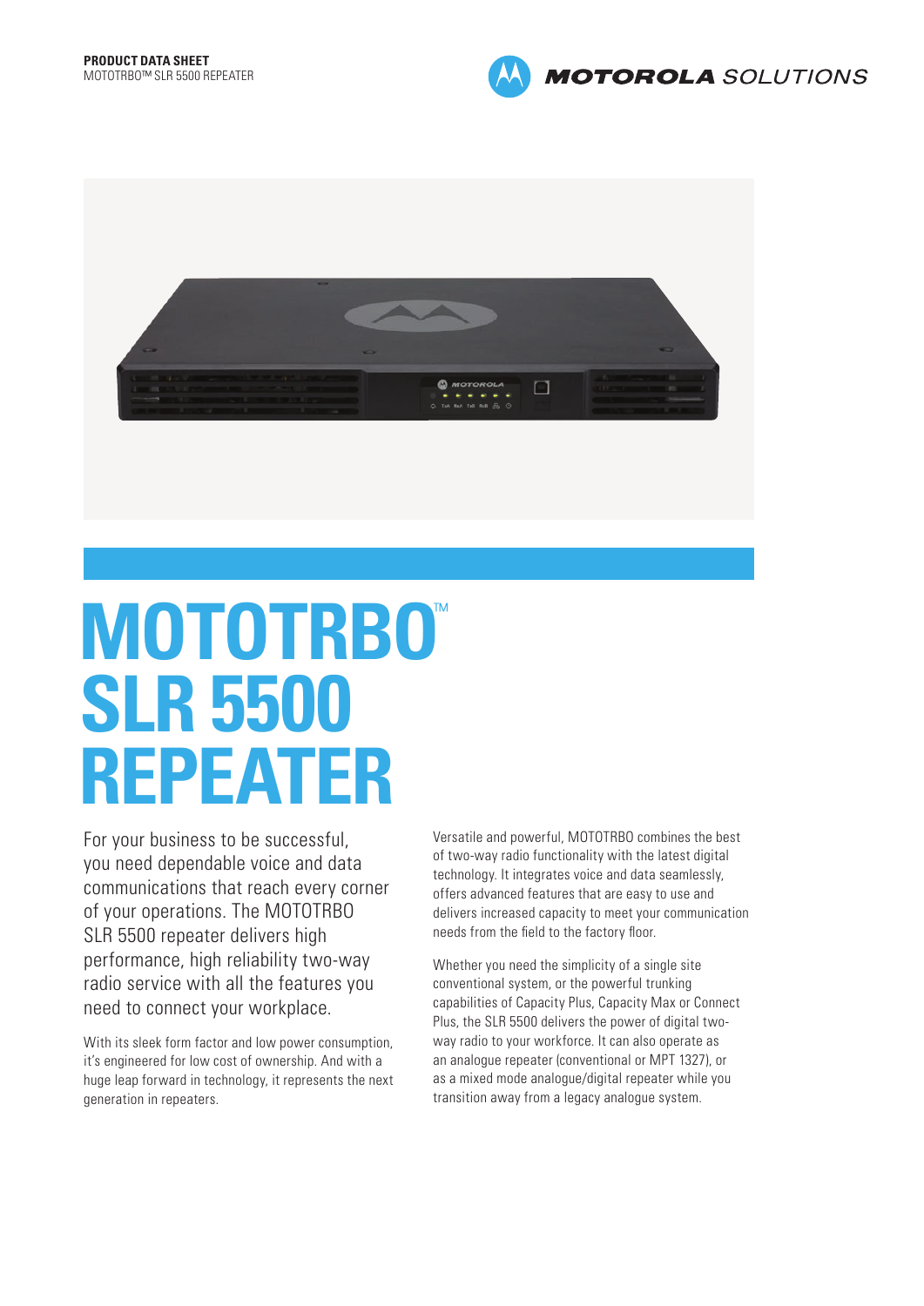**PRODUCT DATA SHEET**
MOTOTRBO™ SLR 5500 REPEATER

# MOTOTRBO™ SLR 5500 REPEATER

For your business to be successful, you need dependable voice and data communications that reach every corner of your operations. The MOTOTRBO SLR 5500 repeater delivers high performance, high reliability two-way radio service with all the features you need to connect your workplace.

With its sleek form factor and low power consumption, it's engineered for low cost of ownership. And with a huge leap forward in technology, it represents the next generation in repeaters.

Versatile and powerful, MOTOTRBO combines the best of two-way radio functionality with the latest digital technology. It integrates voice and data seamlessly, offers advanced features that are easy to use and delivers increased capacity to meet your communication needs from the field to the factory floor.

Whether you need the simplicity of a single site conventional system, or the powerful trunking capabilities of Capacity Plus, Capacity Max or Connect Plus, the SLR 5500 delivers the power of digital two-way radio to your workforce. It can also operate as an analogue repeater (conventional or MPT 1327), or as a mixed mode analogue/digital repeater while you transition away from a legacy analogue system.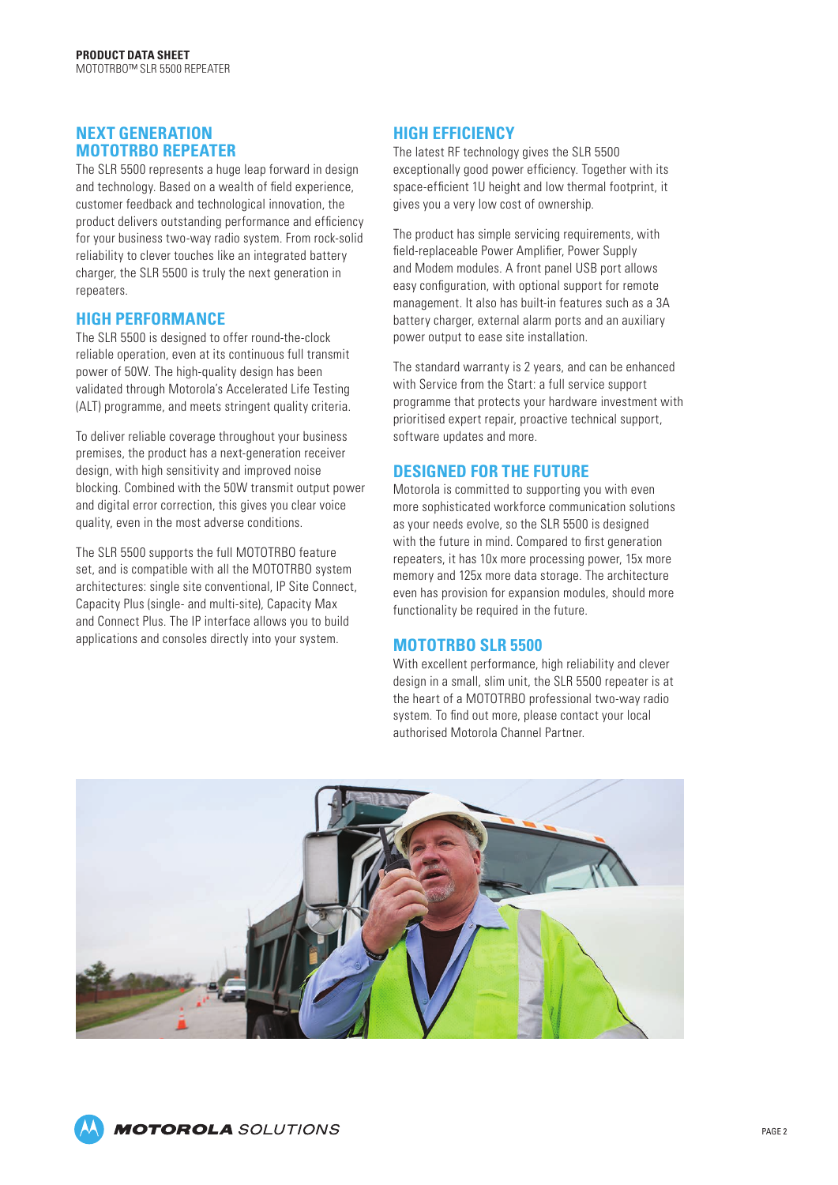## NEXT GENERATION MOTOTRBO REPEATER

The SLR 5500 represents a huge leap forward in design and technology. Based on a wealth of field experience, customer feedback and technological innovation, the product delivers outstanding performance and efficiency for your business two-way radio system. From rock-solid reliability to clever touches like an integrated battery charger, the SLR 5500 is truly the next generation in repeaters.

## HIGH PERFORMANCE

The SLR 5500 is designed to offer round-the-clock reliable operation, even at its continuous full transmit power of 50W. The high-quality design has been validated through Motorola's Accelerated Life Testing (ALT) programme, and meets stringent quality criteria.

To deliver reliable coverage throughout your business premises, the product has a next-generation receiver design, with high sensitivity and improved noise blocking. Combined with the 50W transmit output power and digital error correction, this gives you clear voice quality, even in the most adverse conditions.

The SLR 5500 supports the full MOTOTRBO feature set, and is compatible with all the MOTOTRBO system architectures: single site conventional, IP Site Connect, Capacity Plus (single- and multi-site), Capacity Max and Connect Plus. The IP interface allows you to build applications and consoles directly into your system.

## HIGH EFFICIENCY

The latest RF technology gives the SLR 5500 exceptionally good power efficiency. Together with its space-efficient 1U height and low thermal footprint, it gives you a very low cost of ownership.

The product has simple servicing requirements, with field-replaceable Power Amplifier, Power Supply and Modem modules. A front panel USB port allows easy configuration, with optional support for remote management. It also has built-in features such as a 3A battery charger, external alarm ports and an auxiliary power output to ease site installation.

The standard warranty is 2 years, and can be enhanced with Service from the Start: a full service support programme that protects your hardware investment with prioritised expert repair, proactive technical support, software updates and more.

## DESIGNED FOR THE FUTURE

Motorola is committed to supporting you with even more sophisticated workforce communication solutions as your needs evolve, so the SLR 5500 is designed with the future in mind. Compared to first generation repeaters, it has 10x more processing power, 15x more memory and 125x more data storage. The architecture even has provision for expansion modules, should more functionality be required in the future.

## MOTOTRBO SLR 5500

With excellent performance, high reliability and clever design in a small, slim unit, the SLR 5500 repeater is at the heart of a MOTOTRBO professional two-way radio system. To find out more, please contact your local authorised Motorola Channel Partner.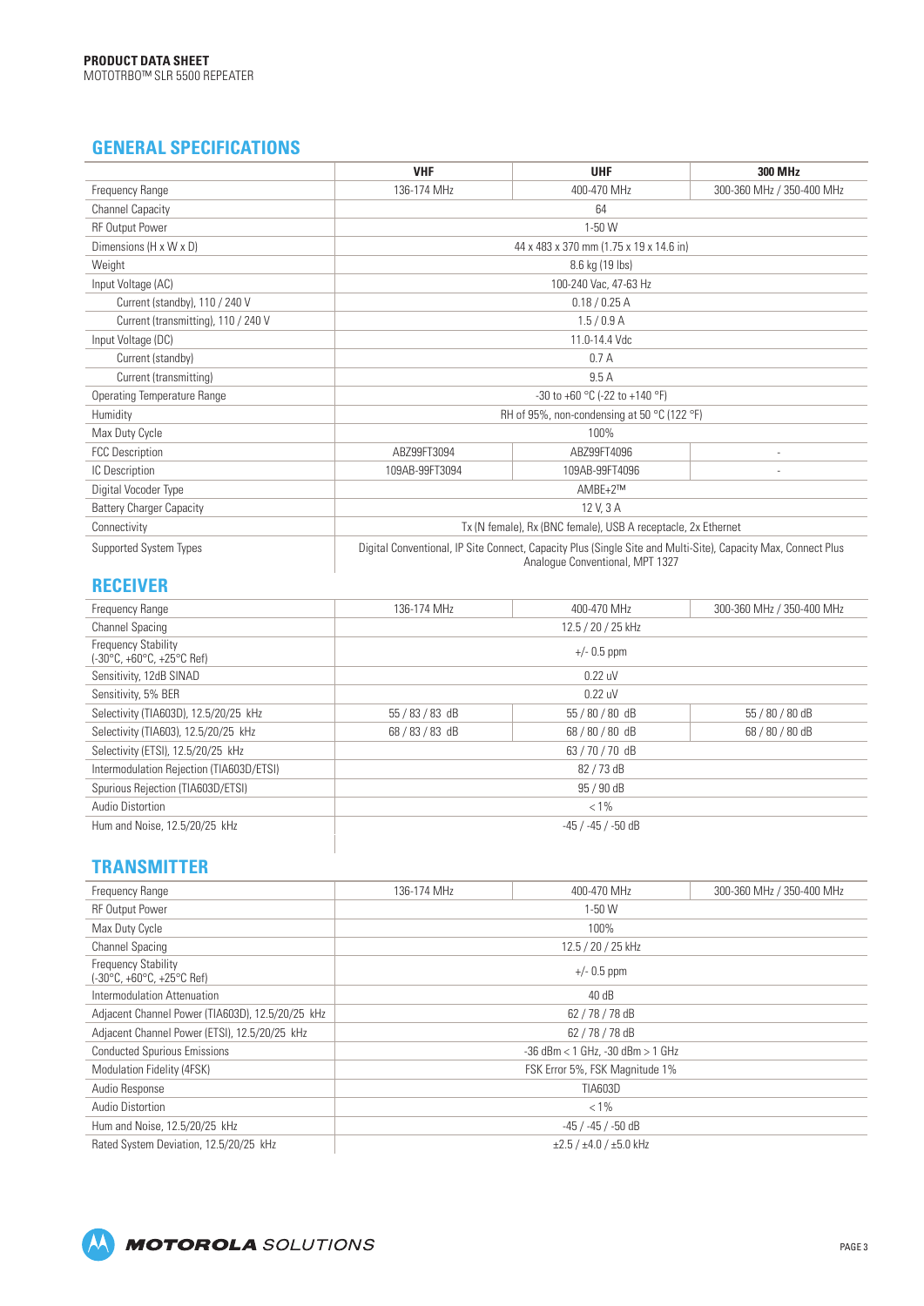**PRODUCT DATA SHEET**
MOTOTRBO™ SLR 5500 REPEATER

## GENERAL SPECIFICATIONS

| | VHF | UHF | 300 MHz |
|---|---|---|---|
| Frequency Range | 136-174 MHz | 400-470 MHz | 300-360 MHz / 350-400 MHz |
| Channel Capacity | 64 | | |
| RF Output Power | 1-50 W | | |
| Dimensions (H x W x D) | 44 x 483 x 370 mm (1.75 x 19 x 14.6 in) | | |
| Weight | 8.6 kg (19 lbs) | | |
| Input Voltage (AC) | 100-240 Vac, 47-63 Hz | | |
| Current (standby), 110 / 240 V | 0.18 / 0.25 A | | |
| Current (transmitting), 110 / 240 V | 1.5 / 0.9 A | | |
| Input Voltage (DC) | 11.0-14.4 Vdc | | |
| Current (standby) | 0.7 A | | |
| Current (transmitting) | 9.5 A | | |
| Operating Temperature Range | -30 to +60 °C (-22 to +140 °F) | | |
| Humidity | RH of 95%, non-condensing at 50 °C (122 °F) | | |
| Max Duty Cycle | 100% | | |
| FCC Description | ABZ99FT3094 | ABZ99FT4096 | - |
| IC Description | 109AB-99FT3094 | 109AB-99FT4096 | - |
| Digital Vocoder Type | AMBE+2™ | | |
| Battery Charger Capacity | 12 V, 3 A | | |
| Connectivity | Tx (N female), Rx (BNC female), USB A receptacle, 2x Ethernet | | |
| Supported System Types | Digital Conventional, IP Site Connect, Capacity Plus (Single Site and Multi-Site), Capacity Max, Connect Plus Analogue Conventional, MPT 1327 | | |

## RECEIVER

| | | | |
|---|---|---|---|
| Frequency Range | 136-174 MHz | 400-470 MHz | 300-360 MHz / 350-400 MHz |
| Channel Spacing | 12.5 / 20 / 25 kHz | | |
| Frequency Stability (-30°C, +60°C, +25°C Ref) | +/- 0.5 ppm | | |
| Sensitivity, 12dB SINAD | 0.22 uV | | |
| Sensitivity, 5% BER | 0.22 uV | | |
| Selectivity (TIA603D), 12.5/20/25 kHz | 55 / 83 / 83 dB | 55 / 80 / 80 dB | 55 / 80 / 80 dB |
| Selectivity (TIA603), 12.5/20/25 kHz | 68 / 83 / 83 dB | 68 / 80 / 80 dB | 68 / 80 / 80 dB |
| Selectivity (ETSI), 12.5/20/25 kHz | 63 / 70 / 70 dB | | |
| Intermodulation Rejection (TIA603D/ETSI) | 82 / 73 dB | | |
| Spurious Rejection (TIA603D/ETSI) | 95 / 90 dB | | |
| Audio Distortion | < 1% | | |
| Hum and Noise, 12.5/20/25 kHz | -45 / -45 / -50 dB | | |

## TRANSMITTER

| | | | |
|---|---|---|---|
| Frequency Range | 136-174 MHz | 400-470 MHz | 300-360 MHz / 350-400 MHz |
| RF Output Power | 1-50 W | | |
| Max Duty Cycle | 100% | | |
| Channel Spacing | 12.5 / 20 / 25 kHz | | |
| Frequency Stability (-30°C, +60°C, +25°C Ref) | +/- 0.5 ppm | | |
| Intermodulation Attenuation | 40 dB | | |
| Adjacent Channel Power (TIA603D), 12.5/20/25 kHz | 62 / 78 / 78 dB | | |
| Adjacent Channel Power (ETSI), 12.5/20/25 kHz | 62 / 78 / 78 dB | | |
| Conducted Spurious Emissions | -36 dBm < 1 GHz, -30 dBm > 1 GHz | | |
| Modulation Fidelity (4FSK) | FSK Error 5%, FSK Magnitude 1% | | |
| Audio Response | TIA603D | | |
| Audio Distortion | < 1% | | |
| Hum and Noise, 12.5/20/25 kHz | -45 / -45 / -50 dB | | |
| Rated System Deviation, 12.5/20/25 kHz | ±2.5 / ±4.0 / ±5.0 kHz | | |

MOTOROLA SOLUTIONS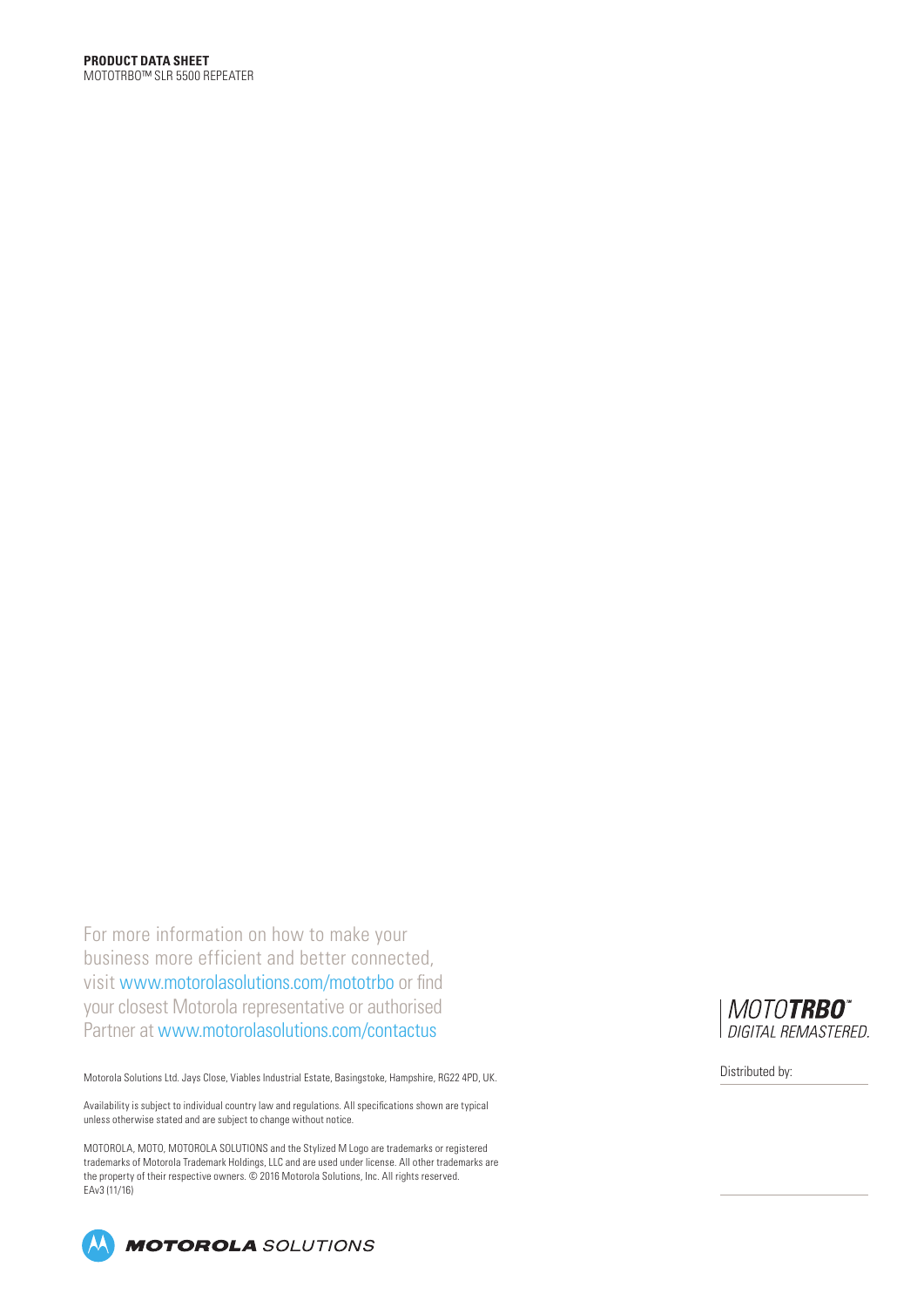For more information on how to make your business more efficient and better connected, visit www.motorolasolutions.com/mototrbo or find your closest Motorola representative or authorised Partner at www.motorolasolutions.com/contactus

Motorola Solutions Ltd. Jays Close, Viables Industrial Estate, Basingstoke, Hampshire, RG22 4PD, UK.

Availability is subject to individual country law and regulations. All specifications shown are typical unless otherwise stated and are subject to change without notice.

MOTOROLA, MOTO, MOTOROLA SOLUTIONS and the Stylized M Logo are trademarks or registered trademarks of Motorola Trademark Holdings, LLC and are used under license. All other trademarks are the property of their respective owners. © 2016 Motorola Solutions, Inc. All rights reserved.
EAv3 (11/16)

MOTO**TRBO**™
*DIGITAL REMASTERED.*

Distributed by:

**MOTOROLA** SOLUTIONS